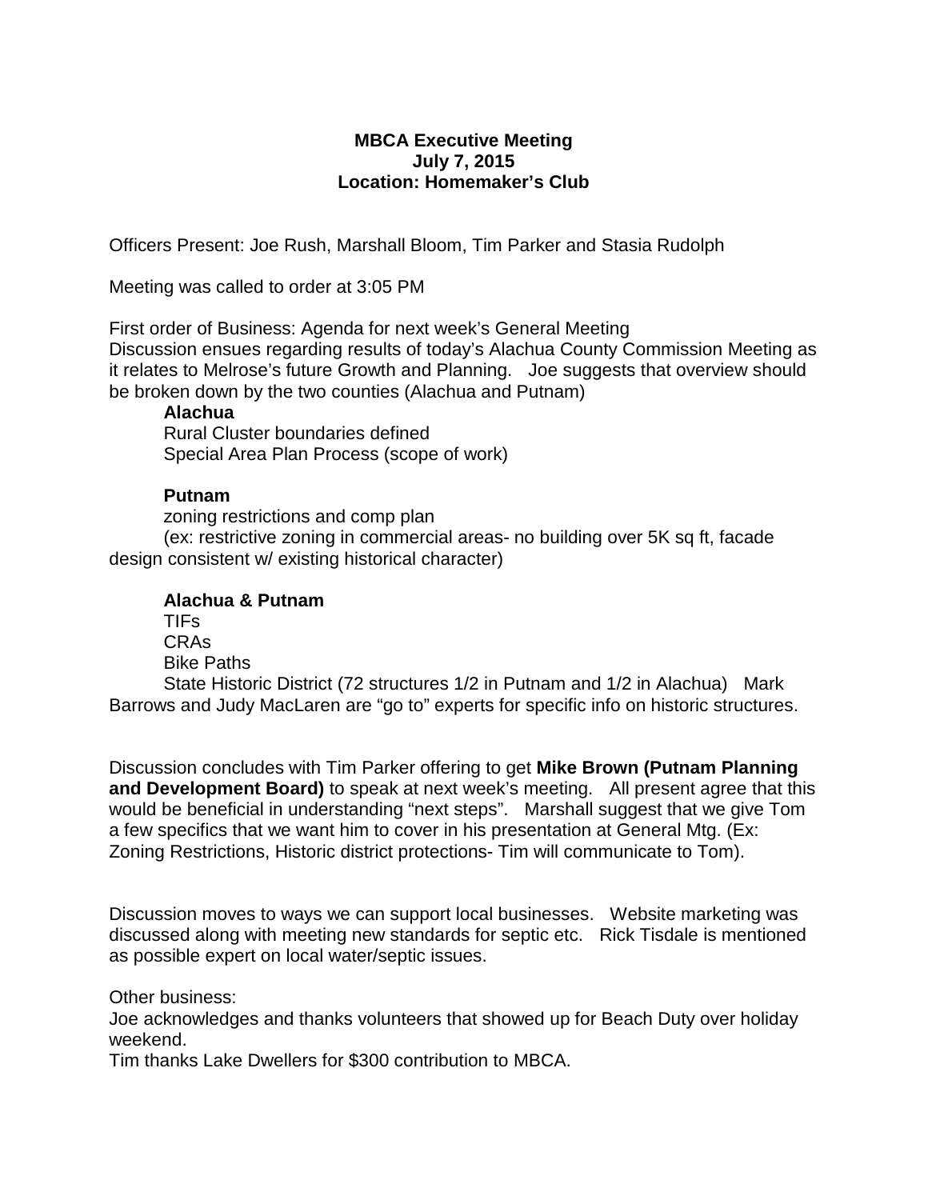**MBCA Executive Meeting**
**July 7, 2015**
**Location: Homemaker's Club**

Officers Present: Joe Rush, Marshall Bloom, Tim Parker and Stasia Rudolph

Meeting was called to order at 3:05 PM

First order of Business: Agenda for next week's General Meeting
Discussion ensues regarding results of today's Alachua County Commission Meeting as it relates to Melrose's future Growth and Planning. Joe suggests that overview should be broken down by the two counties (Alachua and Putnam)

**Alachua**
Rural Cluster boundaries defined
Special Area Plan Process (scope of work)

**Putnam**
zoning restrictions and comp plan
(ex: restrictive zoning in commercial areas- no building over 5K sq ft, facade design consistent w/ existing historical character)

**Alachua & Putnam**
TIFs
CRAs
Bike Paths
State Historic District (72 structures 1/2 in Putnam and 1/2 in Alachua) Mark Barrows and Judy MacLaren are "go to" experts for specific info on historic structures.

Discussion concludes with Tim Parker offering to get **Mike Brown (Putnam Planning and Development Board)** to speak at next week's meeting. All present agree that this would be beneficial in understanding "next steps". Marshall suggest that we give Tom a few specifics that we want him to cover in his presentation at General Mtg. (Ex: Zoning Restrictions, Historic district protections- Tim will communicate to Tom).

Discussion moves to ways we can support local businesses. Website marketing was discussed along with meeting new standards for septic etc. Rick Tisdale is mentioned as possible expert on local water/septic issues.

Other business:
Joe acknowledges and thanks volunteers that showed up for Beach Duty over holiday weekend.
Tim thanks Lake Dwellers for $300 contribution to MBCA.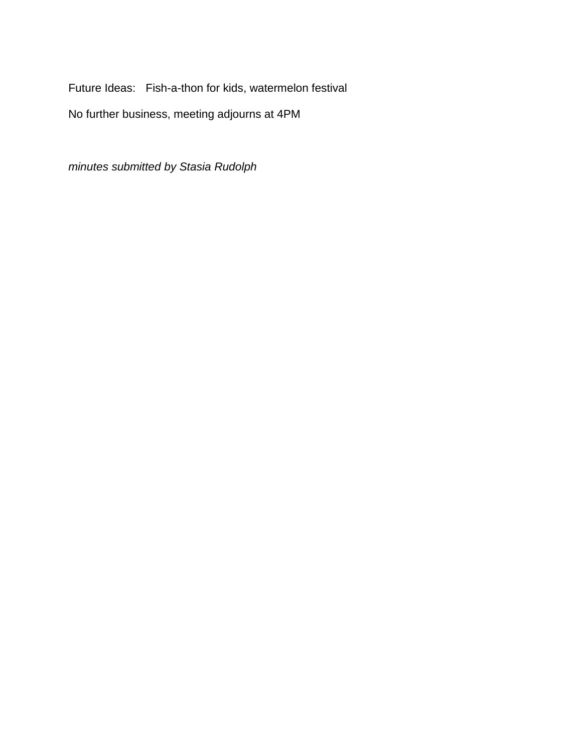Future Ideas: Fish-a-thon for kids, watermelon festival

No further business, meeting adjourns at 4PM

*minutes submitted by Stasia Rudolph*